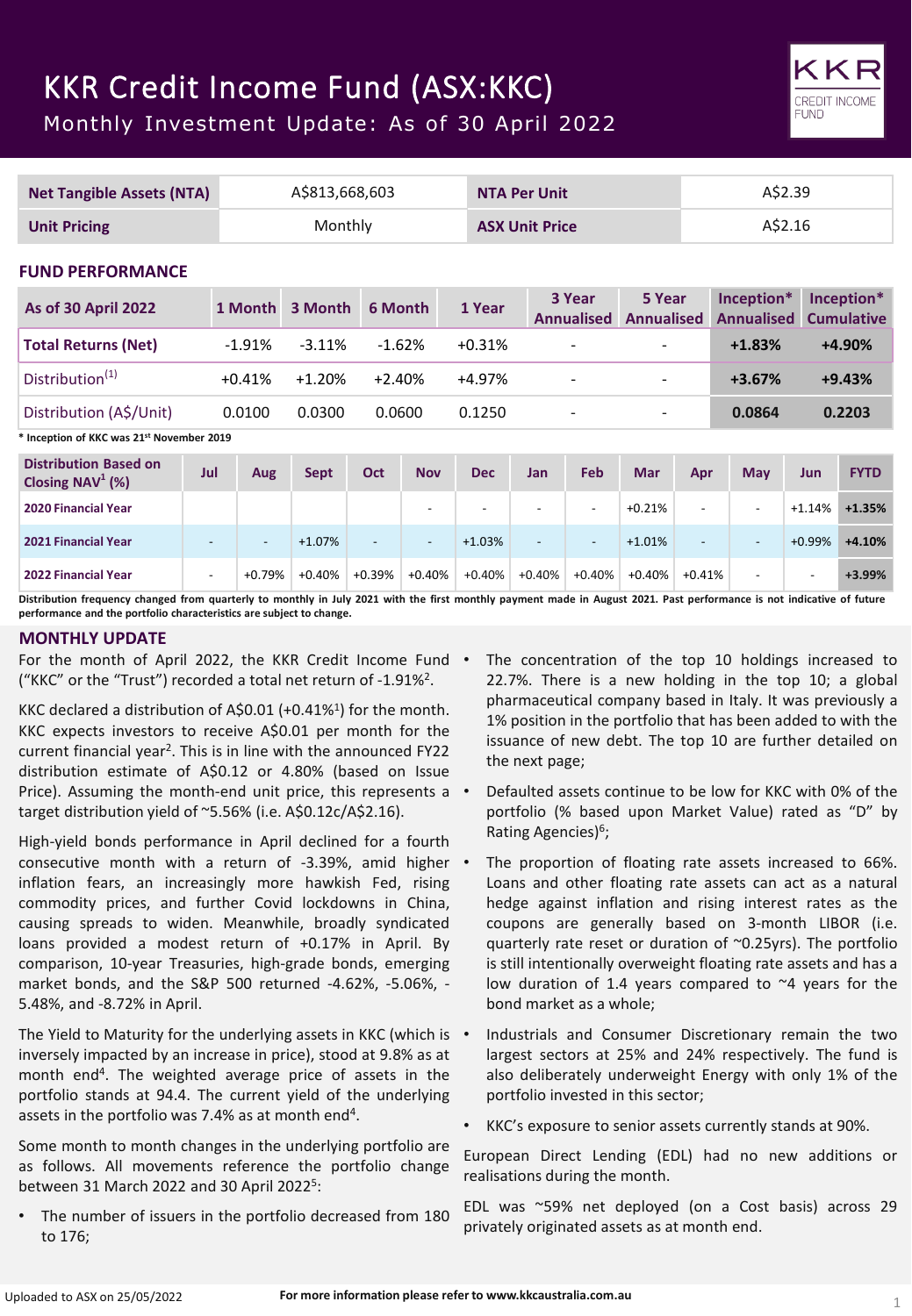# KKR Credit Income Fund (ASX:KKC)

## Monthly Investment Update: As of 30 April 2022

| Net Tangible Assets (NTA) | A$813,668,603 | NTA Per Unit | A$2.39 |
|---|---|---|---|
| Unit Pricing | Monthly | ASX Unit Price | A$2.16 |

## FUND PERFORMANCE

| As of 30 April 2022 | 1 Month | 3 Month | 6 Month | 1 Year | 3 Year Annualised | 5 Year Annualised | Inception* Annualised | Inception* Cumulative |
|---|---|---|---|---|---|---|---|---|
| **Total Returns (Net)** | -1.91% | -3.11% | -1.62% | +0.31% | - | - | **+1.83%** | **+4.90%** |
| Distribution[1] | +0.41% | +1.20% | +2.40% | +4.97% | - | - | **+3.67%** | **+9.43%** |
| Distribution (A$/Unit) | 0.0100 | 0.0300 | 0.0600 | 0.1250 | - | - | **0.0864** | **0.2203** |

**\* Inception of KKC was 21st November 2019**

| Distribution Based on Closing NAV[1] (%) | Jul | Aug | Sept | Oct | Nov | Dec | Jan | Feb | Mar | Apr | May | Jun | FYTD |
|---|---|---|---|---|---|---|---|---|---|---|---|---|---|
| **2020 Financial Year** | | | | | - | - | - | - | +0.21% | - | - | +1.14% | **+1.35%** |
| **2021 Financial Year** | - | - | +1.07% | - | - | +1.03% | - | - | +1.01% | - | - | +0.99% | **+4.10%** |
| **2022 Financial Year** | - | +0.79% | +0.40% | +0.39% | +0.40% | +0.40% | +0.40% | +0.40% | +0.40% | +0.41% | - | - | **+3.99%** |

**Distribution frequency changed from quarterly to monthly in July 2021 with the first monthly payment made in August 2021. Past performance is not indicative of future performance and the portfolio characteristics are subject to change.**

## MONTHLY UPDATE

For the month of April 2022, the KKR Credit Income Fund ("KKC" or the "Trust") recorded a total net return of -1.91%[2].

KKC declared a distribution of A$0.01 (+0.41%[1]) for the month. KKC expects investors to receive A$0.01 per month for the current financial year[2]. This is in line with the announced FY22 distribution estimate of A$0.12 or 4.80% (based on Issue Price). Assuming the month-end unit price, this represents a target distribution yield of ~5.56% (i.e. A$0.12c/A$2.16).

High-yield bonds performance in April declined for a fourth consecutive month with a return of -3.39%, amid higher inflation fears, an increasingly more hawkish Fed, rising commodity prices, and further Covid lockdowns in China, causing spreads to widen. Meanwhile, broadly syndicated loans provided a modest return of +0.17% in April. By comparison, 10-year Treasuries, high-grade bonds, emerging market bonds, and the S&P 500 returned -4.62%, -5.06%, -5.48%, and -8.72% in April.

The Yield to Maturity for the underlying assets in KKC (which is inversely impacted by an increase in price), stood at 9.8% as at month end[4]. The weighted average price of assets in the portfolio stands at 94.4. The current yield of the underlying assets in the portfolio was 7.4% as at month end[4].

Some month to month changes in the underlying portfolio are as follows. All movements reference the portfolio change between 31 March 2022 and 30 April 2022[5]:

- The number of issuers in the portfolio decreased from 180 to 176;
- The concentration of the top 10 holdings increased to 22.7%. There is a new holding in the top 10; a global pharmaceutical company based in Italy. It was previously a 1% position in the portfolio that has been added to with the issuance of new debt. The top 10 are further detailed on the next page;
- Defaulted assets continue to be low for KKC with 0% of the portfolio (% based upon Market Value) rated as "D" by Rating Agencies)[6];
- The proportion of floating rate assets increased to 66%. Loans and other floating rate assets can act as a natural hedge against inflation and rising interest rates as the coupons are generally based on 3-month LIBOR (i.e. quarterly rate reset or duration of ~0.25yrs). The portfolio is still intentionally overweight floating rate assets and has a low duration of 1.4 years compared to ~4 years for the bond market as a whole;
- Industrials and Consumer Discretionary remain the two largest sectors at 25% and 24% respectively. The fund is also deliberately underweight Energy with only 1% of the portfolio invested in this sector;
- KKC's exposure to senior assets currently stands at 90%.

European Direct Lending (EDL) had no new additions or realisations during the month.

EDL was ~59% net deployed (on a Cost basis) across 29 privately originated assets as at month end.

Uploaded to ASX on 25/05/2022

**For more information please refer to www.kkcaustralia.com.au**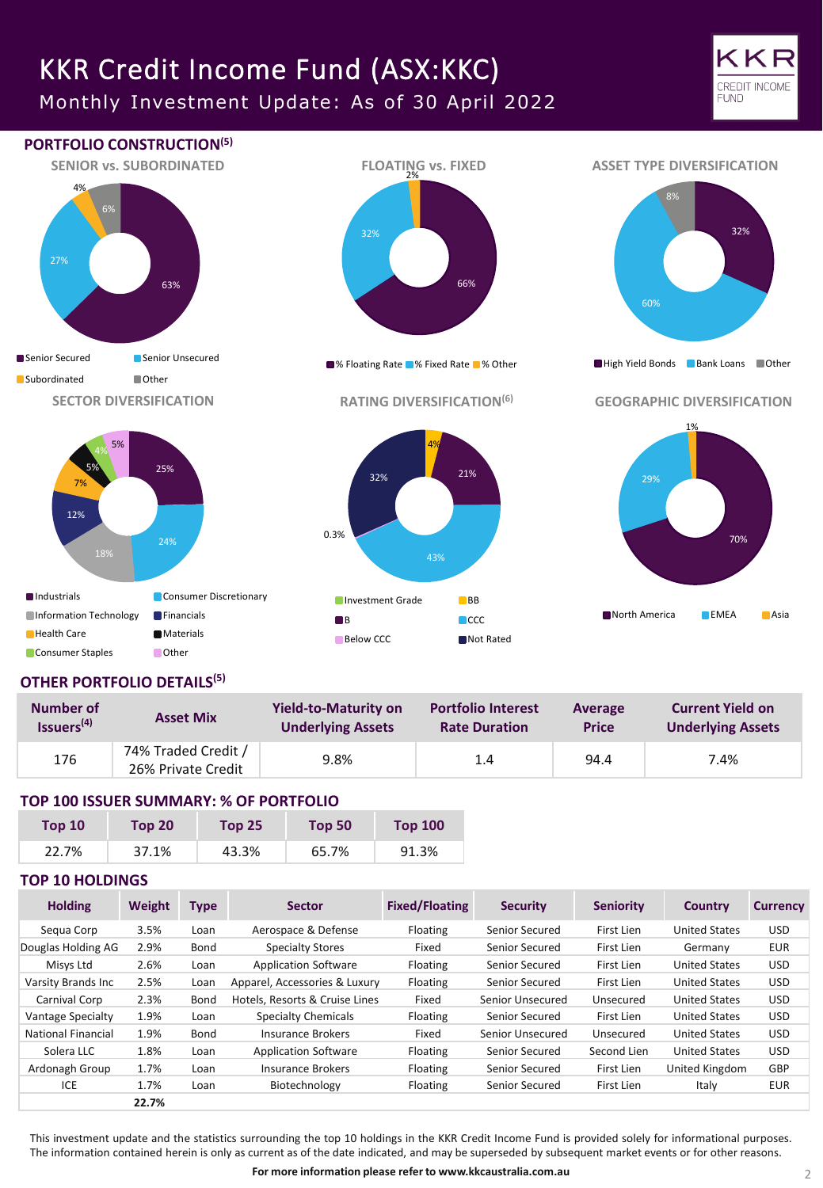# KKR Credit Income Fund (ASX:KKC)

## Monthly Investment Update: As of 30 April 2022

## PORTFOLIO CONSTRUCTION[5]

### SENIOR vs. SUBORDINATED

- Senior Secured: 63%
- Senior Unsecured: 27%
- Subordinated: 4%
- Other: 6%

### FLOATING vs. FIXED

- % Floating Rate: 66%
- % Fixed Rate: 32%
- % Other: 2%

### ASSET TYPE DIVERSIFICATION

- High Yield Bonds: 32%
- Bank Loans: 60%
- Other: 8%

### SECTOR DIVERSIFICATION

- Industrials: 25%
- Consumer Discretionary: 24%
- Information Technology: 18%
- Financials: 12%
- Health Care: 7%
- Materials: 5%
- Consumer Staples: 4%
- Other: 5%

### RATING DIVERSIFICATION[6]

- Investment Grade: 0.3%
- BB: 4%
- B: 21%
- CCC: 43%
- Below CCC: 0.3%
- Not Rated: 32%

### GEOGRAPHIC DIVERSIFICATION

- North America: 70%
- EMEA: 29%
- Asia: 1%

## OTHER PORTFOLIO DETAILS[5]

| Number of Issuers[4] | Asset Mix | Yield-to-Maturity on Underlying Assets | Portfolio Interest Rate Duration | Average Price | Current Yield on Underlying Assets |
|---|---|---|---|---|---|
| 176 | 74% Traded Credit / 26% Private Credit | 9.8% | 1.4 | 94.4 | 7.4% |

## TOP 100 ISSUER SUMMARY: % OF PORTFOLIO

| Top 10 | Top 20 | Top 25 | Top 50 | Top 100 |
|---|---|---|---|---|
| 22.7% | 37.1% | 43.3% | 65.7% | 91.3% |

## TOP 10 HOLDINGS

| Holding | Weight | Type | Sector | Fixed/Floating | Security | Seniority | Country | Currency |
|---|---|---|---|---|---|---|---|---|
| Sequa Corp | 3.5% | Loan | Aerospace & Defense | Floating | Senior Secured | First Lien | United States | USD |
| Douglas Holding AG | 2.9% | Bond | Specialty Stores | Fixed | Senior Secured | First Lien | Germany | EUR |
| Misys Ltd | 2.6% | Loan | Application Software | Floating | Senior Secured | First Lien | United States | USD |
| Varsity Brands Inc | 2.5% | Loan | Apparel, Accessories & Luxury | Floating | Senior Secured | First Lien | United States | USD |
| Carnival Corp | 2.3% | Bond | Hotels, Resorts & Cruise Lines | Fixed | Senior Unsecured | Unsecured | United States | USD |
| Vantage Specialty | 1.9% | Loan | Specialty Chemicals | Floating | Senior Secured | First Lien | United States | USD |
| National Financial | 1.9% | Bond | Insurance Brokers | Fixed | Senior Unsecured | Unsecured | United States | USD |
| Solera LLC | 1.8% | Loan | Application Software | Floating | Senior Secured | Second Lien | United States | USD |
| Ardonagh Group | 1.7% | Loan | Insurance Brokers | Floating | Senior Secured | First Lien | United Kingdom | GBP |
| ICE | 1.7% | Loan | Biotechnology | Floating | Senior Secured | First Lien | Italy | EUR |
| | **22.7%** | | | | | | | |

This investment update and the statistics surrounding the top 10 holdings in the KKR Credit Income Fund is provided solely for informational purposes. The information contained herein is only as current as of the date indicated, and may be superseded by subsequent market events or for other reasons.

**For more information please refer to www.kkcaustralia.com.au**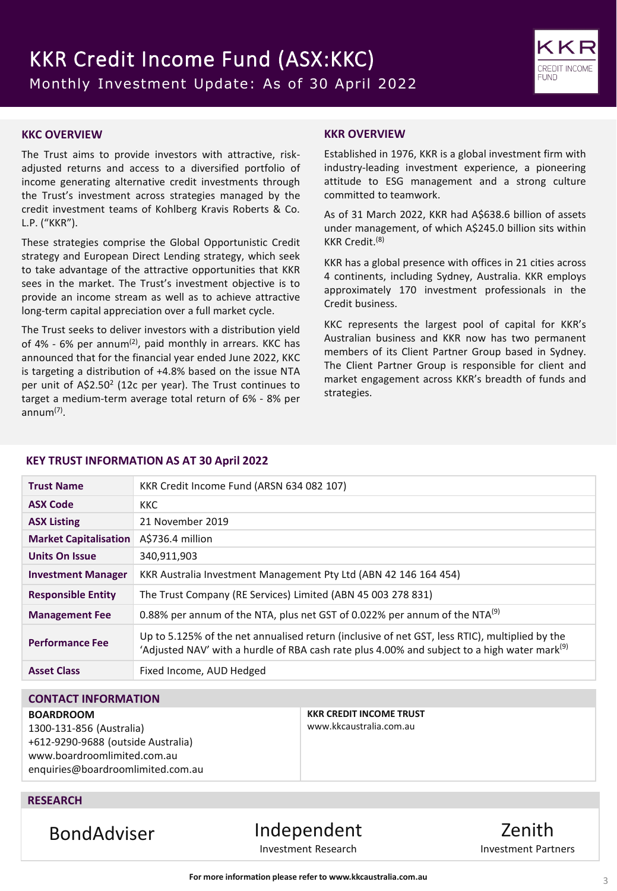# KKR Credit Income Fund (ASX:KKC)

## Monthly Investment Update: As of 30 April 2022

### KKC OVERVIEW

The Trust aims to provide investors with attractive, risk-adjusted returns and access to a diversified portfolio of income generating alternative credit investments through the Trust's investment across strategies managed by the credit investment teams of Kohlberg Kravis Roberts & Co. L.P. ("KKR").

These strategies comprise the Global Opportunistic Credit strategy and European Direct Lending strategy, which seek to take advantage of the attractive opportunities that KKR sees in the market. The Trust's investment objective is to provide an income stream as well as to achieve attractive long-term capital appreciation over a full market cycle.

The Trust seeks to deliver investors with a distribution yield of 4% - 6% per annum[2], paid monthly in arrears. KKC has announced that for the financial year ended June 2022, KKC is targeting a distribution of +4.8% based on the issue NTA per unit of A$2.50[2] (12c per year). The Trust continues to target a medium-term average total return of 6% - 8% per annum[7].

### KKR OVERVIEW

Established in 1976, KKR is a global investment firm with industry-leading investment experience, a pioneering attitude to ESG management and a strong culture committed to teamwork.

As of 31 March 2022, KKR had A$638.6 billion of assets under management, of which A$245.0 billion sits within KKR Credit.[8]

KKR has a global presence with offices in 21 cities across 4 continents, including Sydney, Australia. KKR employs approximately 170 investment professionals in the Credit business.

KKC represents the largest pool of capital for KKR's Australian business and KKR now has two permanent members of its Client Partner Group based in Sydney. The Client Partner Group is responsible for client and market engagement across KKR's breadth of funds and strategies.

### KEY TRUST INFORMATION AS AT 30 April 2022

| | |
|---|---|
| **Trust Name** | KKR Credit Income Fund (ARSN 634 082 107) |
| **ASX Code** | KKC |
| **ASX Listing** | 21 November 2019 |
| **Market Capitalisation** | A$736.4 million |
| **Units On Issue** | 340,911,903 |
| **Investment Manager** | KKR Australia Investment Management Pty Ltd (ABN 42 146 164 454) |
| **Responsible Entity** | The Trust Company (RE Services) Limited (ABN 45 003 278 831) |
| **Management Fee** | 0.88% per annum of the NTA, plus net GST of 0.022% per annum of the NTA[9] |
| **Performance Fee** | Up to 5.125% of the net annualised return (inclusive of net GST, less RTIC), multiplied by the 'Adjusted NAV' with a hurdle of RBA cash rate plus 4.00% and subject to a high water mark[9] |
| **Asset Class** | Fixed Income, AUD Hedged |

### CONTACT INFORMATION

**BOARDROOM**
1300-131-856 (Australia)
+612-9290-9688 (outside Australia)
www.boardroomlimited.com.au
enquiries@boardroomlimited.com.au

**KKR CREDIT INCOME TRUST**
www.kkcaustralia.com.au

### RESEARCH

BondAdviser

Independent Investment Research

Zenith Investment Partners

**For more information please refer to www.kkcaustralia.com.au**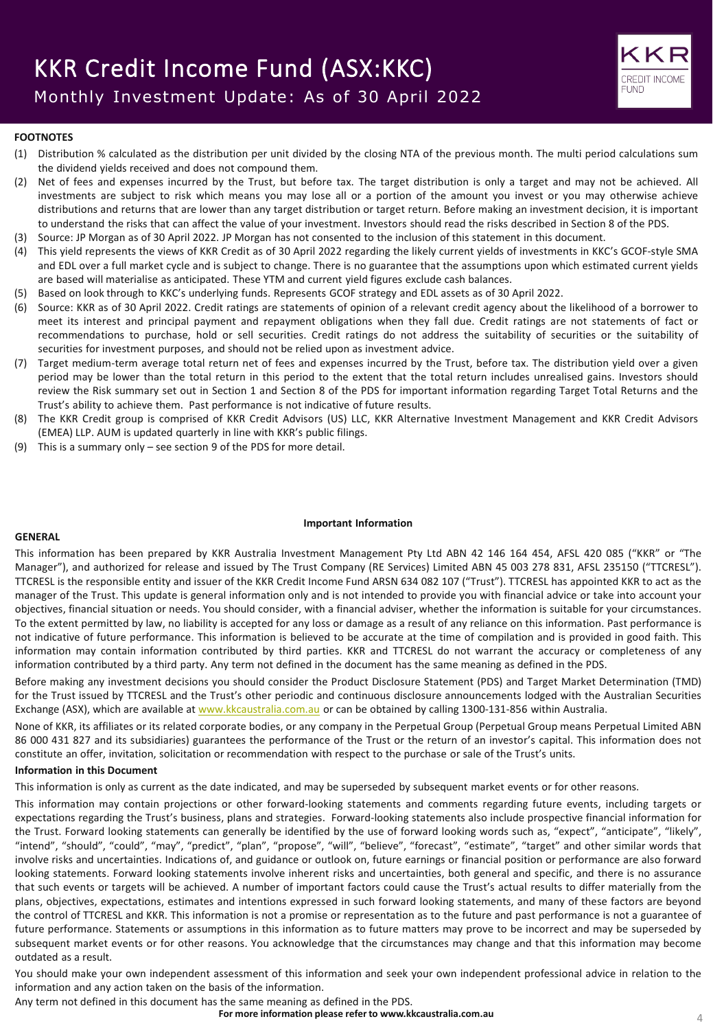# KKR Credit Income Fund (ASX:KKC)

## Monthly Investment Update: As of 30 April 2022

**FOOTNOTES**

(1) Distribution % calculated as the distribution per unit divided by the closing NTA of the previous month. The multi period calculations sum the dividend yields received and does not compound them.

(2) Net of fees and expenses incurred by the Trust, but before tax. The target distribution is only a target and may not be achieved. All investments are subject to risk which means you may lose all or a portion of the amount you invest or you may otherwise achieve distributions and returns that are lower than any target distribution or target return. Before making an investment decision, it is important to understand the risks that can affect the value of your investment. Investors should read the risks described in Section 8 of the PDS.

(3) Source: JP Morgan as of 30 April 2022. JP Morgan has not consented to the inclusion of this statement in this document.

(4) This yield represents the views of KKR Credit as of 30 April 2022 regarding the likely current yields of investments in KKC's GCOF-style SMA and EDL over a full market cycle and is subject to change. There is no guarantee that the assumptions upon which estimated current yields are based will materialise as anticipated. These YTM and current yield figures exclude cash balances.

(5) Based on look through to KKC's underlying funds. Represents GCOF strategy and EDL assets as of 30 April 2022.

(6) Source: KKR as of 30 April 2022. Credit ratings are statements of opinion of a relevant credit agency about the likelihood of a borrower to meet its interest and principal payment and repayment obligations when they fall due. Credit ratings are not statements of fact or recommendations to purchase, hold or sell securities. Credit ratings do not address the suitability of securities or the suitability of securities for investment purposes, and should not be relied upon as investment advice.

(7) Target medium-term average total return net of fees and expenses incurred by the Trust, before tax. The distribution yield over a given period may be lower than the total return in this period to the extent that the total return includes unrealised gains. Investors should review the Risk summary set out in Section 1 and Section 8 of the PDS for important information regarding Target Total Returns and the Trust's ability to achieve them. Past performance is not indicative of future results.

(8) The KKR Credit group is comprised of KKR Credit Advisors (US) LLC, KKR Alternative Investment Management and KKR Credit Advisors (EMEA) LLP. AUM is updated quarterly in line with KKR's public filings.

(9) This is a summary only – see section 9 of the PDS for more detail.

**Important Information**

**GENERAL**

This information has been prepared by KKR Australia Investment Management Pty Ltd ABN 42 146 164 454, AFSL 420 085 ("KKR" or "The Manager"), and authorized for release and issued by The Trust Company (RE Services) Limited ABN 45 003 278 831, AFSL 235150 ("TTCRESL"). TTCRESL is the responsible entity and issuer of the KKR Credit Income Fund ARSN 634 082 107 ("Trust"). TTCRESL has appointed KKR to act as the manager of the Trust. This update is general information only and is not intended to provide you with financial advice or take into account your objectives, financial situation or needs. You should consider, with a financial adviser, whether the information is suitable for your circumstances. To the extent permitted by law, no liability is accepted for any loss or damage as a result of any reliance on this information. Past performance is not indicative of future performance. This information is believed to be accurate at the time of compilation and is provided in good faith. This information may contain information contributed by third parties. KKR and TTCRESL do not warrant the accuracy or completeness of any information contributed by a third party. Any term not defined in the document has the same meaning as defined in the PDS.

Before making any investment decisions you should consider the Product Disclosure Statement (PDS) and Target Market Determination (TMD) for the Trust issued by TTCRESL and the Trust's other periodic and continuous disclosure announcements lodged with the Australian Securities Exchange (ASX), which are available at www.kkcaustralia.com.au or can be obtained by calling 1300-131-856 within Australia.

None of KKR, its affiliates or its related corporate bodies, or any company in the Perpetual Group (Perpetual Group means Perpetual Limited ABN 86 000 431 827 and its subsidiaries) guarantees the performance of the Trust or the return of an investor's capital. This information does not constitute an offer, invitation, solicitation or recommendation with respect to the purchase or sale of the Trust's units.

**Information in this Document**

This information is only as current as the date indicated, and may be superseded by subsequent market events or for other reasons.

This information may contain projections or other forward-looking statements and comments regarding future events, including targets or expectations regarding the Trust's business, plans and strategies. Forward-looking statements also include prospective financial information for the Trust. Forward looking statements can generally be identified by the use of forward looking words such as, "expect", "anticipate", "likely", "intend", "should", "could", "may", "predict", "plan", "propose", "will", "believe", "forecast", "estimate", "target" and other similar words that involve risks and uncertainties. Indications of, and guidance or outlook on, future earnings or financial position or performance are also forward looking statements. Forward looking statements involve inherent risks and uncertainties, both general and specific, and there is no assurance that such events or targets will be achieved. A number of important factors could cause the Trust's actual results to differ materially from the plans, objectives, expectations, estimates and intentions expressed in such forward looking statements, and many of these factors are beyond the control of TTCRESL and KKR. This information is not a promise or representation as to the future and past performance is not a guarantee of future performance. Statements or assumptions in this information as to future matters may prove to be incorrect and may be superseded by subsequent market events or for other reasons. You acknowledge that the circumstances may change and that this information may become outdated as a result.

You should make your own independent assessment of this information and seek your own independent professional advice in relation to the information and any action taken on the basis of the information.

Any term not defined in this document has the same meaning as defined in the PDS.

**For more information please refer to www.kkcaustralia.com.au**